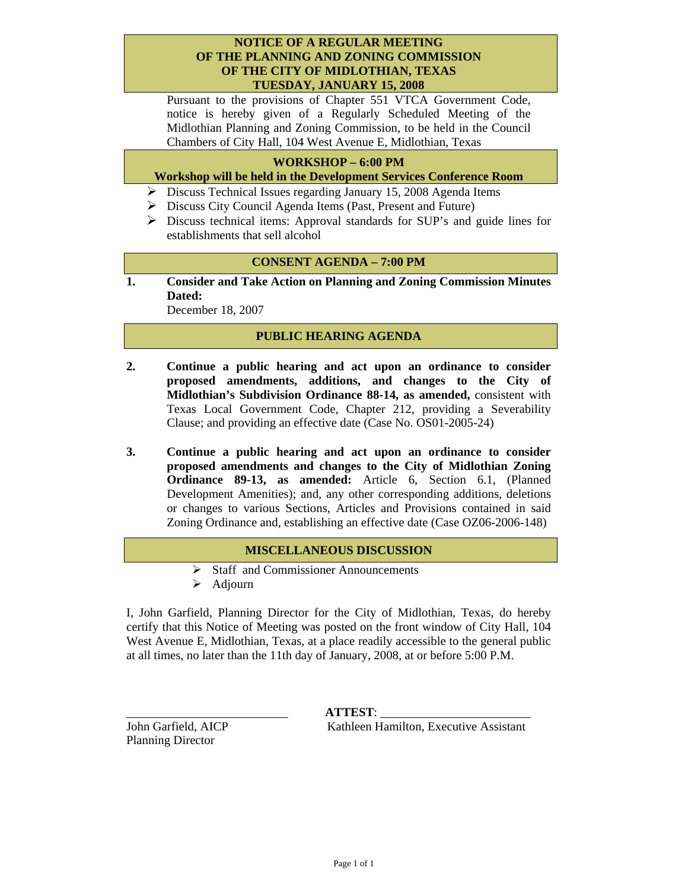# NOTICE OF A REGULAR MEETING OF THE PLANNING AND ZONING COMMISSION OF THE CITY OF MIDLOTHIAN, TEXAS TUESDAY, JANUARY 15, 2008

Pursuant to the provisions of Chapter 551 VTCA Government Code, notice is hereby given of a Regularly Scheduled Meeting of the Midlothian Planning and Zoning Commission, to be held in the Council Chambers of City Hall, 104 West Avenue E, Midlothian, Texas

## WORKSHOP – 6:00 PM

**Workshop will be held in the Development Services Conference Room**

- Discuss Technical Issues regarding January 15, 2008 Agenda Items
- Discuss City Council Agenda Items (Past, Present and Future)
- Discuss technical items: Approval standards for SUP's and guide lines for establishments that sell alcohol

## CONSENT AGENDA – 7:00 PM

1. **Consider and Take Action on Planning and Zoning Commission Minutes Dated:**
   December 18, 2007

## PUBLIC HEARING AGENDA

2. **Continue a public hearing and act upon an ordinance to consider proposed amendments, additions, and changes to the City of Midlothian's Subdivision Ordinance 88-14, as amended,** consistent with Texas Local Government Code, Chapter 212, providing a Severability Clause; and providing an effective date (Case No. OS01-2005-24)

3. **Continue a public hearing and act upon an ordinance to consider proposed amendments and changes to the City of Midlothian Zoning Ordinance 89-13, as amended:** Article 6, Section 6.1, (Planned Development Amenities); and, any other corresponding additions, deletions or changes to various Sections, Articles and Provisions contained in said Zoning Ordinance and, establishing an effective date (Case OZ06-2006-148)

## MISCELLANEOUS DISCUSSION

- Staff and Commissioner Announcements
- Adjourn

I, John Garfield, Planning Director for the City of Midlothian, Texas, do hereby certify that this Notice of Meeting was posted on the front window of City Hall, 104 West Avenue E, Midlothian, Texas, at a place readily accessible to the general public at all times, no later than the 11th day of January, 2008, at or before 5:00 P.M.

\_\_\_\_\_\_\_\_\_\_\_\_\_\_\_\_\_\_\_\_\_\_\_\_\_\_
John Garfield, AICP
Planning Director

**ATTEST**: \_\_\_\_\_\_\_\_\_\_\_\_\_\_\_\_\_\_\_\_\_\_\_\_\_\_
Kathleen Hamilton, Executive Assistant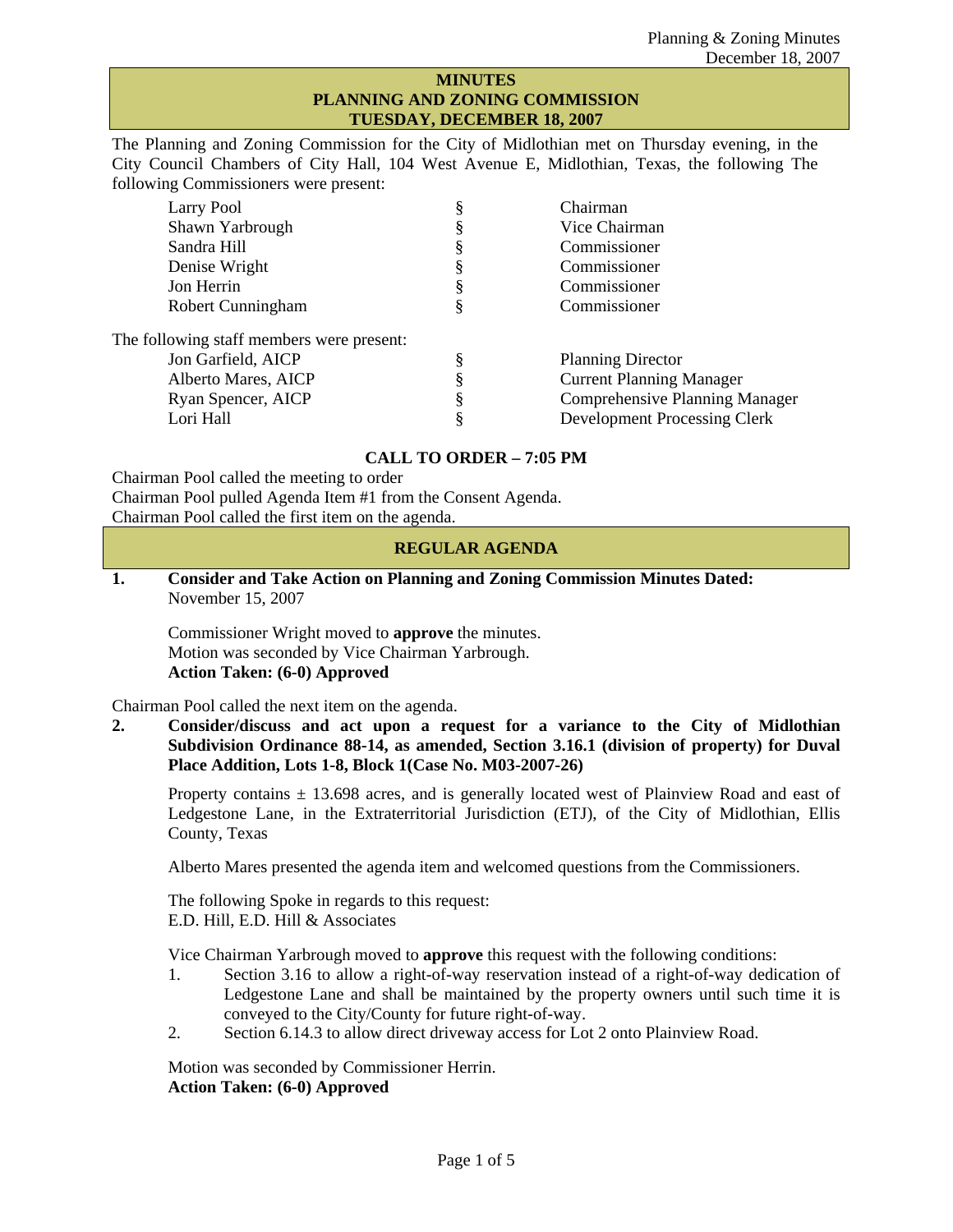## MINUTES
## PLANNING AND ZONING COMMISSION
## TUESDAY, DECEMBER 18, 2007

The Planning and Zoning Commission for the City of Midlothian met on Thursday evening, in the City Council Chambers of City Hall, 104 West Avenue E, Midlothian, Texas, the following The following Commissioners were present:

| | | |
|---|---|---|
| Larry Pool | § | Chairman |
| Shawn Yarbrough | § | Vice Chairman |
| Sandra Hill | § | Commissioner |
| Denise Wright | § | Commissioner |
| Jon Herrin | § | Commissioner |
| Robert Cunningham | § | Commissioner |

The following staff members were present:

| | | |
|---|---|---|
| Jon Garfield, AICP | § | Planning Director |
| Alberto Mares, AICP | § | Current Planning Manager |
| Ryan Spencer, AICP | § | Comprehensive Planning Manager |
| Lori Hall | § | Development Processing Clerk |

### CALL TO ORDER – 7:05 PM

Chairman Pool called the meeting to order
Chairman Pool pulled Agenda Item #1 from the Consent Agenda.
Chairman Pool called the first item on the agenda.

### REGULAR AGENDA

**1. Consider and Take Action on Planning and Zoning Commission Minutes Dated:** November 15, 2007

Commissioner Wright moved to **approve** the minutes.
Motion was seconded by Vice Chairman Yarbrough.
**Action Taken: (6-0) Approved**

Chairman Pool called the next item on the agenda.

**2. Consider/discuss and act upon a request for a variance to the City of Midlothian Subdivision Ordinance 88-14, as amended, Section 3.16.1 (division of property) for Duval Place Addition, Lots 1-8, Block 1(Case No. M03-2007-26)**

Property contains ± 13.698 acres, and is generally located west of Plainview Road and east of Ledgestone Lane, in the Extraterritorial Jurisdiction (ETJ), of the City of Midlothian, Ellis County, Texas

Alberto Mares presented the agenda item and welcomed questions from the Commissioners.

The following Spoke in regards to this request:
E.D. Hill, E.D. Hill & Associates

Vice Chairman Yarbrough moved to **approve** this request with the following conditions:

1. Section 3.16 to allow a right-of-way reservation instead of a right-of-way dedication of Ledgestone Lane and shall be maintained by the property owners until such time it is conveyed to the City/County for future right-of-way.
2. Section 6.14.3 to allow direct driveway access for Lot 2 onto Plainview Road.

Motion was seconded by Commissioner Herrin.
**Action Taken: (6-0) Approved**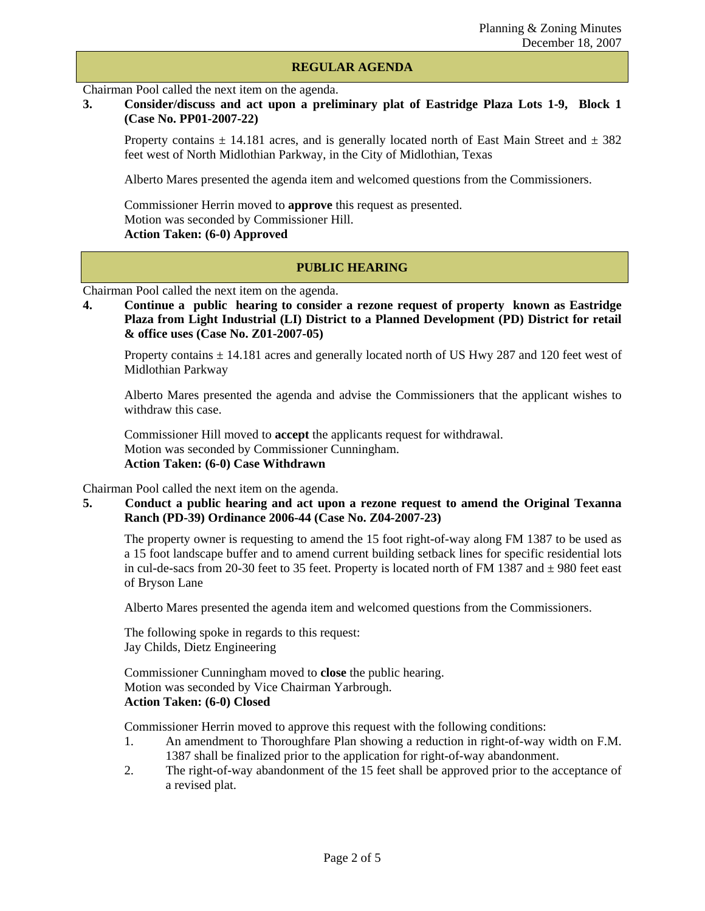## REGULAR AGENDA

Chairman Pool called the next item on the agenda.

**3. Consider/discuss and act upon a preliminary plat of Eastridge Plaza Lots 1-9, Block 1 (Case No. PP01-2007-22)**

Property contains ± 14.181 acres, and is generally located north of East Main Street and ± 382 feet west of North Midlothian Parkway, in the City of Midlothian, Texas

Alberto Mares presented the agenda item and welcomed questions from the Commissioners.

Commissioner Herrin moved to **approve** this request as presented.
Motion was seconded by Commissioner Hill.
**Action Taken: (6-0) Approved**

## PUBLIC HEARING

Chairman Pool called the next item on the agenda.

**4. Continue a public hearing to consider a rezone request of property known as Eastridge Plaza from Light Industrial (LI) District to a Planned Development (PD) District for retail & office uses (Case No. Z01-2007-05)**

Property contains ± 14.181 acres and generally located north of US Hwy 287 and 120 feet west of Midlothian Parkway

Alberto Mares presented the agenda and advise the Commissioners that the applicant wishes to withdraw this case.

Commissioner Hill moved to **accept** the applicants request for withdrawal.
Motion was seconded by Commissioner Cunningham.
**Action Taken: (6-0) Case Withdrawn**

Chairman Pool called the next item on the agenda.

**5. Conduct a public hearing and act upon a rezone request to amend the Original Texanna Ranch (PD-39) Ordinance 2006-44 (Case No. Z04-2007-23)**

The property owner is requesting to amend the 15 foot right-of-way along FM 1387 to be used as a 15 foot landscape buffer and to amend current building setback lines for specific residential lots in cul-de-sacs from 20-30 feet to 35 feet. Property is located north of FM 1387 and ± 980 feet east of Bryson Lane

Alberto Mares presented the agenda item and welcomed questions from the Commissioners.

The following spoke in regards to this request:
Jay Childs, Dietz Engineering

Commissioner Cunningham moved to **close** the public hearing.
Motion was seconded by Vice Chairman Yarbrough.
**Action Taken: (6-0) Closed**

Commissioner Herrin moved to approve this request with the following conditions:

1. An amendment to Thoroughfare Plan showing a reduction in right-of-way width on F.M. 1387 shall be finalized prior to the application for right-of-way abandonment.
2. The right-of-way abandonment of the 15 feet shall be approved prior to the acceptance of a revised plat.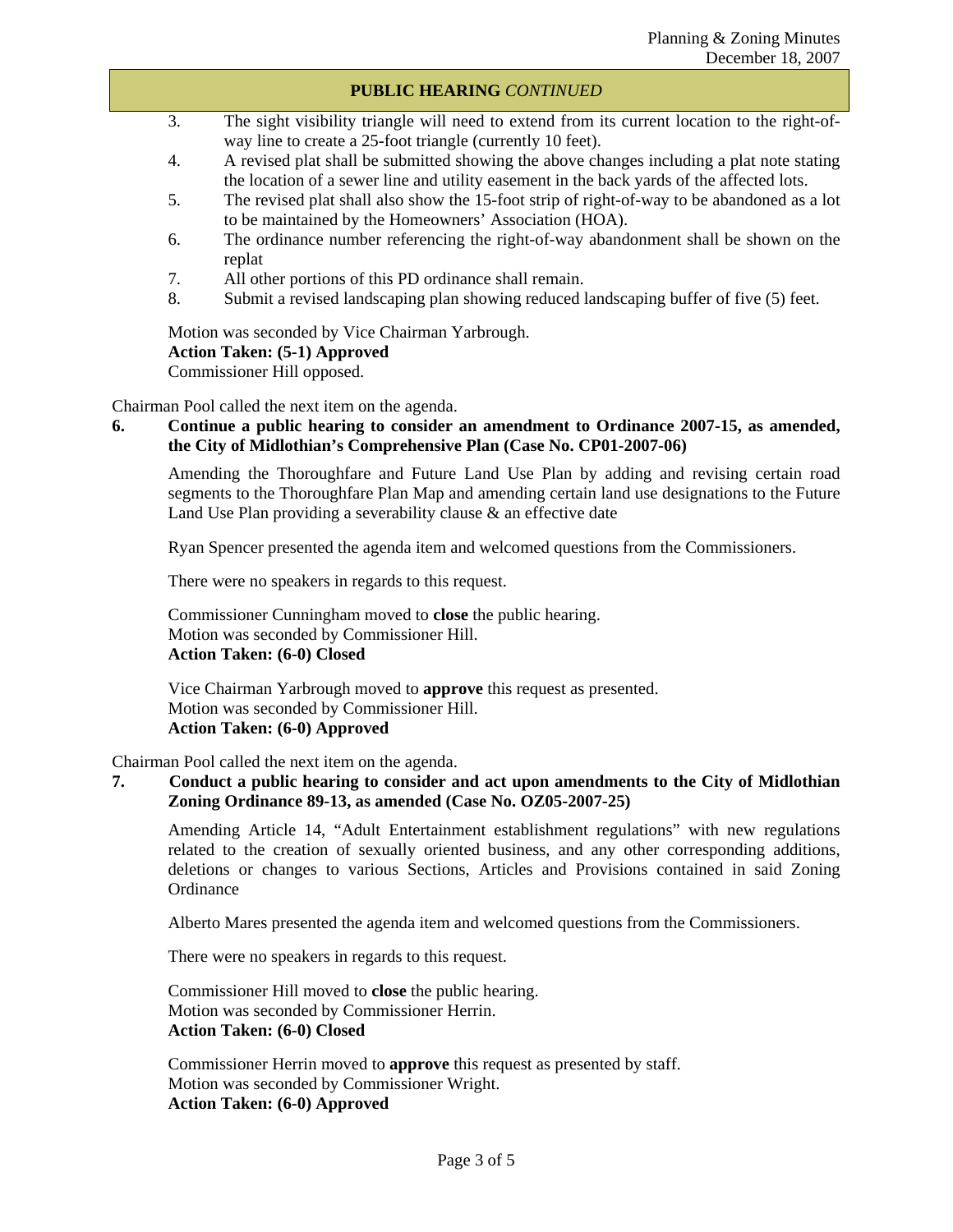**PUBLIC HEARING** *CONTINUED*

3. The sight visibility triangle will need to extend from its current location to the right-of-way line to create a 25-foot triangle (currently 10 feet).
4. A revised plat shall be submitted showing the above changes including a plat note stating the location of a sewer line and utility easement in the back yards of the affected lots.
5. The revised plat shall also show the 15-foot strip of right-of-way to be abandoned as a lot to be maintained by the Homeowners' Association (HOA).
6. The ordinance number referencing the right-of-way abandonment shall be shown on the replat
7. All other portions of this PD ordinance shall remain.
8. Submit a revised landscaping plan showing reduced landscaping buffer of five (5) feet.

Motion was seconded by Vice Chairman Yarbrough.
**Action Taken: (5-1) Approved**
Commissioner Hill opposed.

Chairman Pool called the next item on the agenda.

**6. Continue a public hearing to consider an amendment to Ordinance 2007-15, as amended, the City of Midlothian's Comprehensive Plan (Case No. CP01-2007-06)**

Amending the Thoroughfare and Future Land Use Plan by adding and revising certain road segments to the Thoroughfare Plan Map and amending certain land use designations to the Future Land Use Plan providing a severability clause & an effective date

Ryan Spencer presented the agenda item and welcomed questions from the Commissioners.

There were no speakers in regards to this request.

Commissioner Cunningham moved to **close** the public hearing.
Motion was seconded by Commissioner Hill.
**Action Taken: (6-0) Closed**

Vice Chairman Yarbrough moved to **approve** this request as presented.
Motion was seconded by Commissioner Hill.
**Action Taken: (6-0) Approved**

Chairman Pool called the next item on the agenda.

**7. Conduct a public hearing to consider and act upon amendments to the City of Midlothian Zoning Ordinance 89-13, as amended (Case No. OZ05-2007-25)**

Amending Article 14, "Adult Entertainment establishment regulations" with new regulations related to the creation of sexually oriented business, and any other corresponding additions, deletions or changes to various Sections, Articles and Provisions contained in said Zoning Ordinance

Alberto Mares presented the agenda item and welcomed questions from the Commissioners.

There were no speakers in regards to this request.

Commissioner Hill moved to **close** the public hearing.
Motion was seconded by Commissioner Herrin.
**Action Taken: (6-0) Closed**

Commissioner Herrin moved to **approve** this request as presented by staff.
Motion was seconded by Commissioner Wright.
**Action Taken: (6-0) Approved**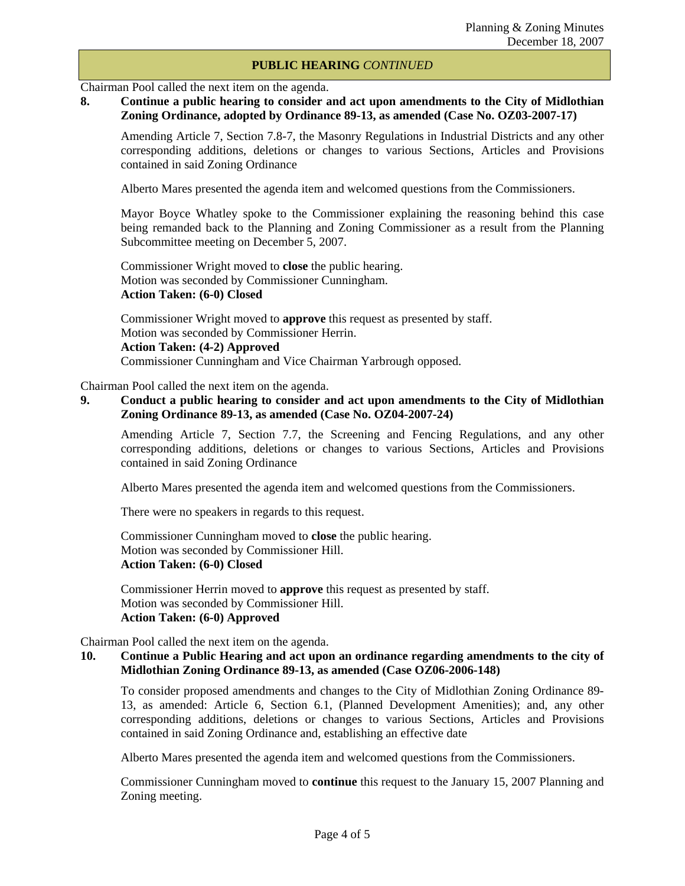## PUBLIC HEARING *CONTINUED*

Chairman Pool called the next item on the agenda.

**8. Continue a public hearing to consider and act upon amendments to the City of Midlothian Zoning Ordinance, adopted by Ordinance 89-13, as amended (Case No. OZ03-2007-17)**

Amending Article 7, Section 7.8-7, the Masonry Regulations in Industrial Districts and any other corresponding additions, deletions or changes to various Sections, Articles and Provisions contained in said Zoning Ordinance

Alberto Mares presented the agenda item and welcomed questions from the Commissioners.

Mayor Boyce Whatley spoke to the Commissioner explaining the reasoning behind this case being remanded back to the Planning and Zoning Commissioner as a result from the Planning Subcommittee meeting on December 5, 2007.

Commissioner Wright moved to **close** the public hearing.
Motion was seconded by Commissioner Cunningham.
**Action Taken: (6-0) Closed**

Commissioner Wright moved to **approve** this request as presented by staff.
Motion was seconded by Commissioner Herrin.
**Action Taken: (4-2) Approved**
Commissioner Cunningham and Vice Chairman Yarbrough opposed.

Chairman Pool called the next item on the agenda.

**9. Conduct a public hearing to consider and act upon amendments to the City of Midlothian Zoning Ordinance 89-13, as amended (Case No. OZ04-2007-24)**

Amending Article 7, Section 7.7, the Screening and Fencing Regulations, and any other corresponding additions, deletions or changes to various Sections, Articles and Provisions contained in said Zoning Ordinance

Alberto Mares presented the agenda item and welcomed questions from the Commissioners.

There were no speakers in regards to this request.

Commissioner Cunningham moved to **close** the public hearing.
Motion was seconded by Commissioner Hill.
**Action Taken: (6-0) Closed**

Commissioner Herrin moved to **approve** this request as presented by staff.
Motion was seconded by Commissioner Hill.
**Action Taken: (6-0) Approved**

Chairman Pool called the next item on the agenda.

**10. Continue a Public Hearing and act upon an ordinance regarding amendments to the city of Midlothian Zoning Ordinance 89-13, as amended (Case OZ06-2006-148)**

To consider proposed amendments and changes to the City of Midlothian Zoning Ordinance 89-13, as amended: Article 6, Section 6.1, (Planned Development Amenities); and, any other corresponding additions, deletions or changes to various Sections, Articles and Provisions contained in said Zoning Ordinance and, establishing an effective date

Alberto Mares presented the agenda item and welcomed questions from the Commissioners.

Commissioner Cunningham moved to **continue** this request to the January 15, 2007 Planning and Zoning meeting.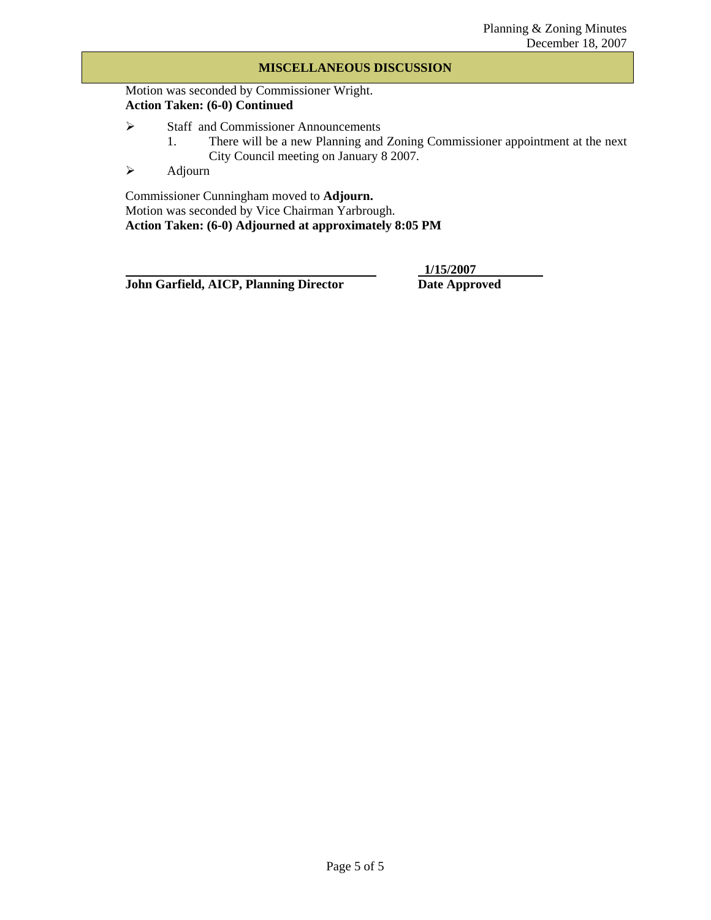## MISCELLANEOUS DISCUSSION

Motion was seconded by Commissioner Wright.
**Action Taken: (6-0) Continued**

- Staff and Commissioner Announcements
  1. There will be a new Planning and Zoning Commissioner appointment at the next City Council meeting on January 8 2007.
- Adjourn

Commissioner Cunningham moved to **Adjourn.**
Motion was seconded by Vice Chairman Yarbrough.
**Action Taken: (6-0) Adjourned at approximately 8:05 PM**

**John Garfield, AICP, Planning Director**

**1/15/2007**
**Date Approved**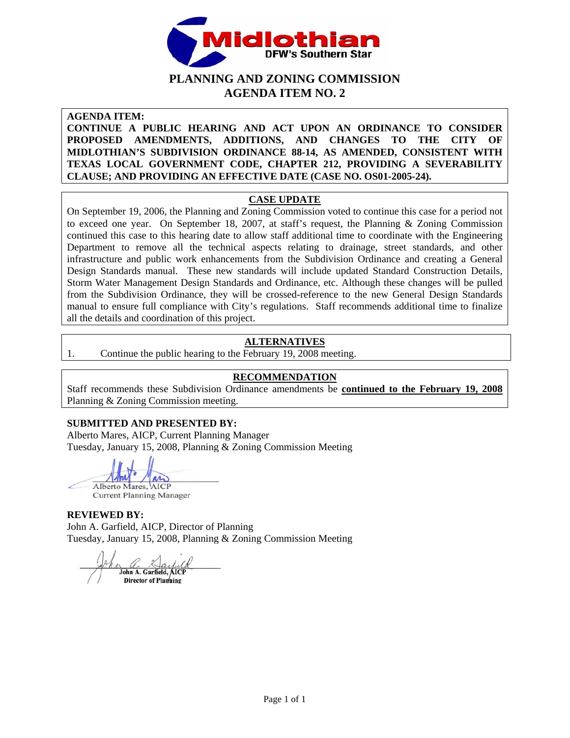# PLANNING AND ZONING COMMISSION
## AGENDA ITEM NO. 2

**AGENDA ITEM:**

**CONTINUE A PUBLIC HEARING AND ACT UPON AN ORDINANCE TO CONSIDER PROPOSED AMENDMENTS, ADDITIONS, AND CHANGES TO THE CITY OF MIDLOTHIAN'S SUBDIVISION ORDINANCE 88-14, AS AMENDED, CONSISTENT WITH TEXAS LOCAL GOVERNMENT CODE, CHAPTER 212, PROVIDING A SEVERABILITY CLAUSE; AND PROVIDING AN EFFECTIVE DATE (CASE NO. OS01-2005-24).**

**CASE UPDATE**

On September 19, 2006, the Planning and Zoning Commission voted to continue this case for a period not to exceed one year. On September 18, 2007, at staff's request, the Planning & Zoning Commission continued this case to this hearing date to allow staff additional time to coordinate with the Engineering Department to remove all the technical aspects relating to drainage, street standards, and other infrastructure and public work enhancements from the Subdivision Ordinance and creating a General Design Standards manual. These new standards will include updated Standard Construction Details, Storm Water Management Design Standards and Ordinance, etc. Although these changes will be pulled from the Subdivision Ordinance, they will be crossed-reference to the new General Design Standards manual to ensure full compliance with City's regulations. Staff recommends additional time to finalize all the details and coordination of this project.

**ALTERNATIVES**

1. Continue the public hearing to the February 19, 2008 meeting.

**RECOMMENDATION**

Staff recommends these Subdivision Ordinance amendments be **continued to the February 19, 2008** Planning & Zoning Commission meeting.

**SUBMITTED AND PRESENTED BY:**

Alberto Mares, AICP, Current Planning Manager
Tuesday, January 15, 2008, Planning & Zoning Commission Meeting

Alberto Mares, AICP
Current Planning Manager

**REVIEWED BY:**

John A. Garfield, AICP, Director of Planning
Tuesday, January 15, 2008, Planning & Zoning Commission Meeting

John A. Garfield, AICP
Director of Planning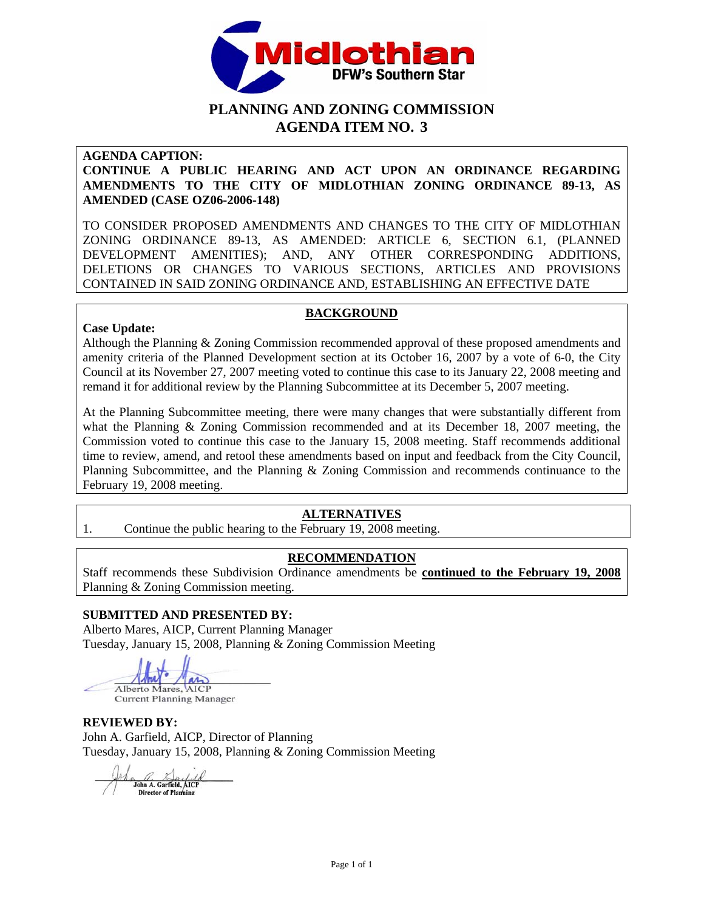# PLANNING AND ZONING COMMISSION
## AGENDA ITEM NO. 3

**AGENDA CAPTION:**

**CONTINUE A PUBLIC HEARING AND ACT UPON AN ORDINANCE REGARDING AMENDMENTS TO THE CITY OF MIDLOTHIAN ZONING ORDINANCE 89-13, AS AMENDED (CASE OZ06-2006-148)**

TO CONSIDER PROPOSED AMENDMENTS AND CHANGES TO THE CITY OF MIDLOTHIAN ZONING ORDINANCE 89-13, AS AMENDED: ARTICLE 6, SECTION 6.1, (PLANNED DEVELOPMENT AMENITIES); AND, ANY OTHER CORRESPONDING ADDITIONS, DELETIONS OR CHANGES TO VARIOUS SECTIONS, ARTICLES AND PROVISIONS CONTAINED IN SAID ZONING ORDINANCE AND, ESTABLISHING AN EFFECTIVE DATE

## BACKGROUND

**Case Update:**

Although the Planning & Zoning Commission recommended approval of these proposed amendments and amenity criteria of the Planned Development section at its October 16, 2007 by a vote of 6-0, the City Council at its November 27, 2007 meeting voted to continue this case to its January 22, 2008 meeting and remand it for additional review by the Planning Subcommittee at its December 5, 2007 meeting.

At the Planning Subcommittee meeting, there were many changes that were substantially different from what the Planning & Zoning Commission recommended and at its December 18, 2007 meeting, the Commission voted to continue this case to the January 15, 2008 meeting. Staff recommends additional time to review, amend, and retool these amendments based on input and feedback from the City Council, Planning Subcommittee, and the Planning & Zoning Commission and recommends continuance to the February 19, 2008 meeting.

## ALTERNATIVES

1. Continue the public hearing to the February 19, 2008 meeting.

## RECOMMENDATION

Staff recommends these Subdivision Ordinance amendments be **continued to the February 19, 2008** Planning & Zoning Commission meeting.

**SUBMITTED AND PRESENTED BY:**

Alberto Mares, AICP, Current Planning Manager
Tuesday, January 15, 2008, Planning & Zoning Commission Meeting

Alberto Mares, AICP
Current Planning Manager

**REVIEWED BY:**

John A. Garfield, AICP, Director of Planning
Tuesday, January 15, 2008, Planning & Zoning Commission Meeting

John A. Garfield, AICP
Director of Planning